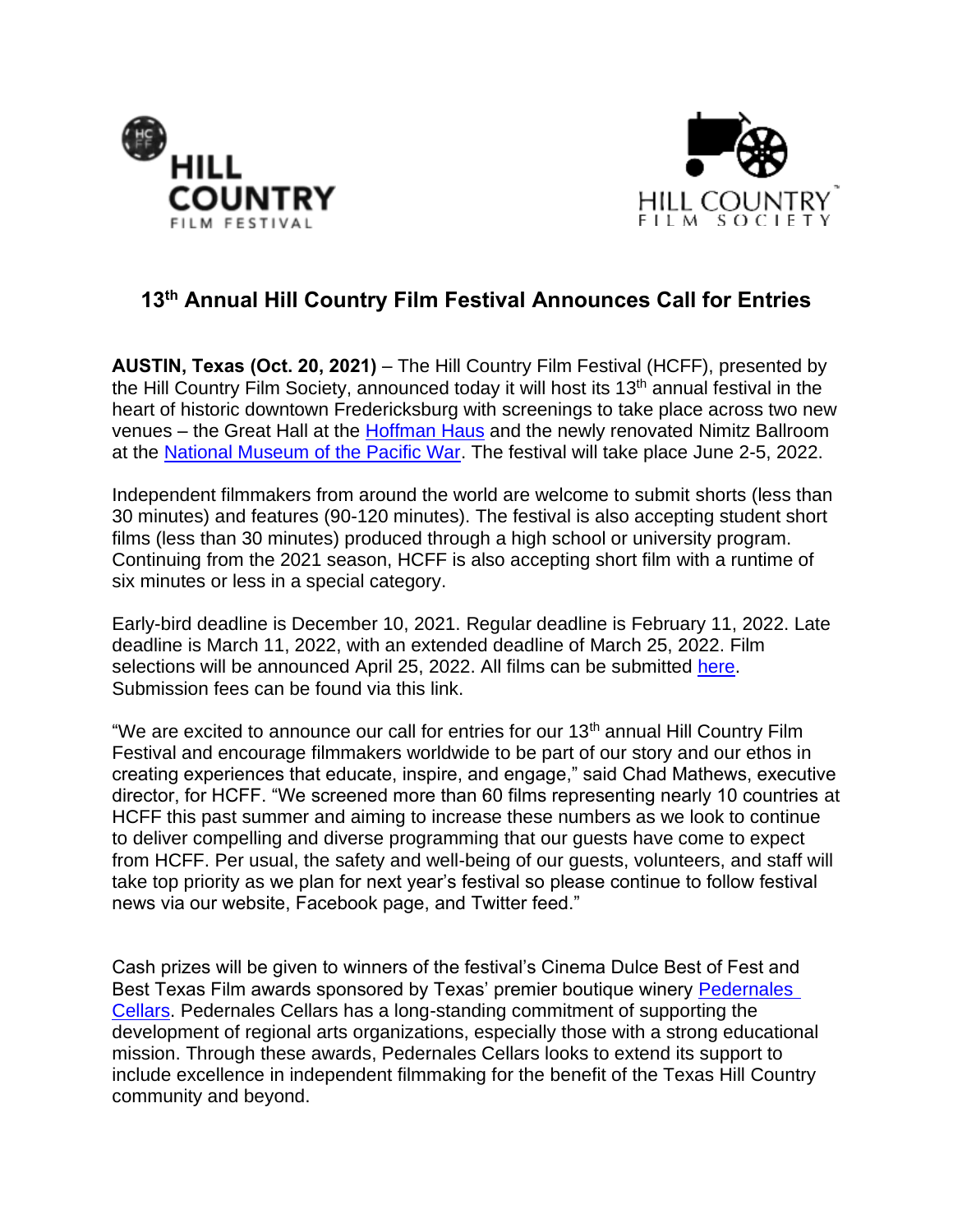HILL COUNTRY FILM FESTIVAL

HILL COUNTRY FILM SOCIETY

# 13th Annual Hill Country Film Festival Announces Call for Entries

**AUSTIN, Texas (Oct. 20, 2021)** – The Hill Country Film Festival (HCFF), presented by the Hill Country Film Society, announced today it will host its 13th annual festival in the heart of historic downtown Fredericksburg with screenings to take place across two new venues – the Great Hall at the Hoffman Haus and the newly renovated Nimitz Ballroom at the National Museum of the Pacific War. The festival will take place June 2-5, 2022.

Independent filmmakers from around the world are welcome to submit shorts (less than 30 minutes) and features (90-120 minutes). The festival is also accepting student short films (less than 30 minutes) produced through a high school or university program. Continuing from the 2021 season, HCFF is also accepting short film with a runtime of six minutes or less in a special category.

Early-bird deadline is December 10, 2021. Regular deadline is February 11, 2022. Late deadline is March 11, 2022, with an extended deadline of March 25, 2022. Film selections will be announced April 25, 2022. All films can be submitted here. Submission fees can be found via this link.

"We are excited to announce our call for entries for our 13th annual Hill Country Film Festival and encourage filmmakers worldwide to be part of our story and our ethos in creating experiences that educate, inspire, and engage," said Chad Mathews, executive director, for HCFF. "We screened more than 60 films representing nearly 10 countries at HCFF this past summer and aiming to increase these numbers as we look to continue to deliver compelling and diverse programming that our guests have come to expect from HCFF. Per usual, the safety and well-being of our guests, volunteers, and staff will take top priority as we plan for next year's festival so please continue to follow festival news via our website, Facebook page, and Twitter feed."

Cash prizes will be given to winners of the festival's Cinema Dulce Best of Fest and Best Texas Film awards sponsored by Texas' premier boutique winery Pedernales Cellars. Pedernales Cellars has a long-standing commitment of supporting the development of regional arts organizations, especially those with a strong educational mission. Through these awards, Pedernales Cellars looks to extend its support to include excellence in independent filmmaking for the benefit of the Texas Hill Country community and beyond.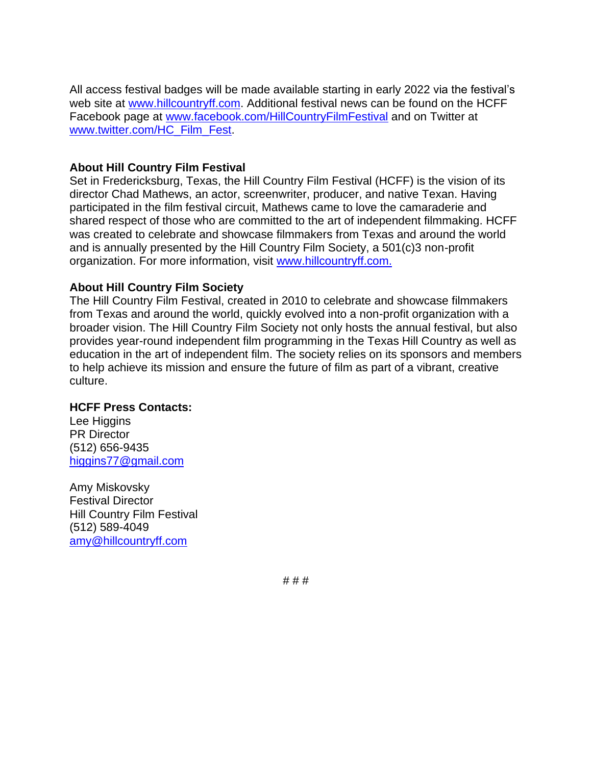All access festival badges will be made available starting in early 2022 via the festival's web site at www.hillcountryff.com. Additional festival news can be found on the HCFF Facebook page at www.facebook.com/HillCountryFilmFestival and on Twitter at www.twitter.com/HC_Film_Fest.

**About Hill Country Film Festival**

Set in Fredericksburg, Texas, the Hill Country Film Festival (HCFF) is the vision of its director Chad Mathews, an actor, screenwriter, producer, and native Texan. Having participated in the film festival circuit, Mathews came to love the camaraderie and shared respect of those who are committed to the art of independent filmmaking. HCFF was created to celebrate and showcase filmmakers from Texas and around the world and is annually presented by the Hill Country Film Society, a 501(c)3 non-profit organization. For more information, visit www.hillcountryff.com.

**About Hill Country Film Society**

The Hill Country Film Festival, created in 2010 to celebrate and showcase filmmakers from Texas and around the world, quickly evolved into a non-profit organization with a broader vision. The Hill Country Film Society not only hosts the annual festival, but also provides year-round independent film programming in the Texas Hill Country as well as education in the art of independent film. The society relies on its sponsors and members to help achieve its mission and ensure the future of film as part of a vibrant, creative culture.

**HCFF Press Contacts:**

Lee Higgins
PR Director
(512) 656-9435
higgins77@gmail.com

Amy Miskovsky
Festival Director
Hill Country Film Festival
(512) 589-4049
amy@hillcountryff.com

# # #